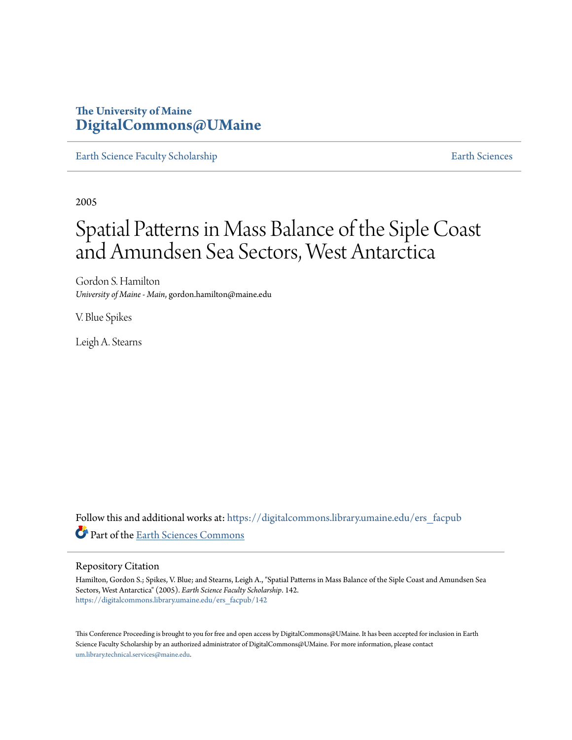The University of Maine
**DigitalCommons@UMaine**

Earth Science Faculty Scholarship | Earth Sciences

2005

# Spatial Patterns in Mass Balance of the Siple Coast and Amundsen Sea Sectors, West Antarctica

Gordon S. Hamilton
*University of Maine - Main*, gordon.hamilton@maine.edu

V. Blue Spikes

Leigh A. Stearns

Follow this and additional works at: https://digitalcommons.library.umaine.edu/ers_facpub

Part of the Earth Sciences Commons

## Repository Citation

Hamilton, Gordon S.; Spikes, V. Blue; and Stearns, Leigh A., "Spatial Patterns in Mass Balance of the Siple Coast and Amundsen Sea Sectors, West Antarctica" (2005). *Earth Science Faculty Scholarship*. 142.
https://digitalcommons.library.umaine.edu/ers_facpub/142

This Conference Proceeding is brought to you for free and open access by DigitalCommons@UMaine. It has been accepted for inclusion in Earth Science Faculty Scholarship by an authorized administrator of DigitalCommons@UMaine. For more information, please contact um.library.technical.services@maine.edu.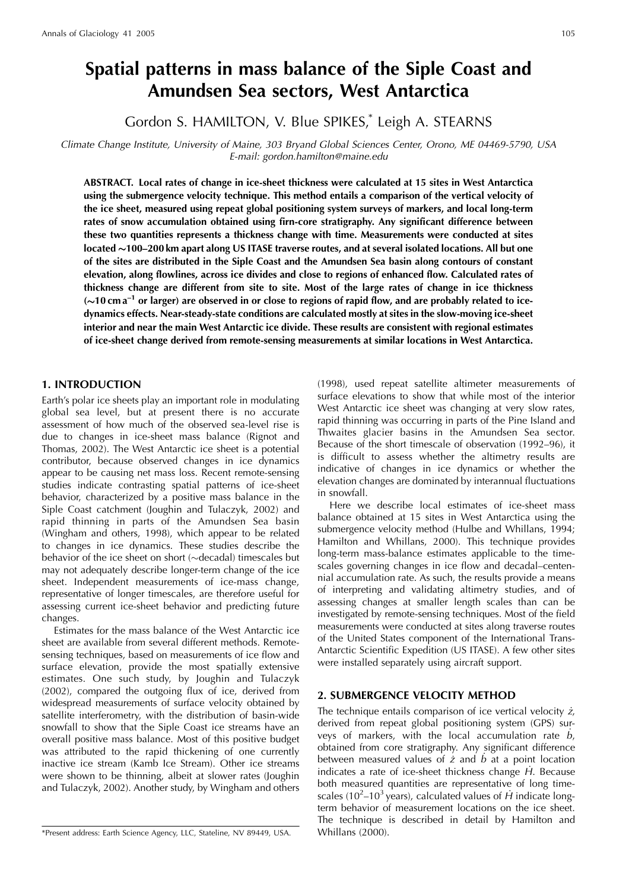# Spatial patterns in mass balance of the Siple Coast and Amundsen Sea sectors, West Antarctica

Gordon S. HAMILTON, V. Blue SPIKES,* Leigh A. STEARNS

*Climate Change Institute, University of Maine, 303 Bryand Global Sciences Center, Orono, ME 04469-5790, USA*
*E-mail: gordon.hamilton@maine.edu*

**ABSTRACT. Local rates of change in ice-sheet thickness were calculated at 15 sites in West Antarctica using the submergence velocity technique. This method entails a comparison of the vertical velocity of the ice sheet, measured using repeat global positioning system surveys of markers, and local long-term rates of snow accumulation obtained using firn-core stratigraphy. Any significant difference between these two quantities represents a thickness change with time. Measurements were conducted at sites located ~100–200 km apart along US ITASE traverse routes, and at several isolated locations. All but one of the sites are distributed in the Siple Coast and the Amundsen Sea basin along contours of constant elevation, along flowlines, across ice divides and close to regions of enhanced flow. Calculated rates of thickness change are different from site to site. Most of the large rates of change in ice thickness (~10 cm a$^{-1}$ or larger) are observed in or close to regions of rapid flow, and are probably related to ice-dynamics effects. Near-steady-state conditions are calculated mostly at sites in the slow-moving ice-sheet interior and near the main West Antarctic ice divide. These results are consistent with regional estimates of ice-sheet change derived from remote-sensing measurements at similar locations in West Antarctica.**

## 1. INTRODUCTION

Earth's polar ice sheets play an important role in modulating global sea level, but at present there is no accurate assessment of how much of the observed sea-level rise is due to changes in ice-sheet mass balance (Rignot and Thomas, 2002). The West Antarctic ice sheet is a potential contributor, because observed changes in ice dynamics appear to be causing net mass loss. Recent remote-sensing studies indicate contrasting spatial patterns of ice-sheet behavior, characterized by a positive mass balance in the Siple Coast catchment (Joughin and Tulaczyk, 2002) and rapid thinning in parts of the Amundsen Sea basin (Wingham and others, 1998), which appear to be related to changes in ice dynamics. These studies describe the behavior of the ice sheet on short (~decadal) timescales but may not adequately describe longer-term change of the ice sheet. Independent measurements of ice-mass change, representative of longer timescales, are therefore useful for assessing current ice-sheet behavior and predicting future changes.

Estimates for the mass balance of the West Antarctic ice sheet are available from several different methods. Remote-sensing techniques, based on measurements of ice flow and surface elevation, provide the most spatially extensive estimates. One such study, by Joughin and Tulaczyk (2002), compared the outgoing flux of ice, derived from widespread measurements of surface velocity obtained by satellite interferometry, with the distribution of basin-wide snowfall to show that the Siple Coast ice streams have an overall positive mass balance. Most of this positive budget was attributed to the rapid thickening of one currently inactive ice stream (Kamb Ice Stream). Other ice streams were shown to be thinning, albeit at slower rates (Joughin and Tulaczyk, 2002). Another study, by Wingham and others (1998), used repeat satellite altimeter measurements of surface elevations to show that while most of the interior West Antarctic ice sheet was changing at very slow rates, rapid thinning was occurring in parts of the Pine Island and Thwaites glacier basins in the Amundsen Sea sector. Because of the short timescale of observation (1992–96), it is difficult to assess whether the altimetry results are indicative of changes in ice dynamics or whether the elevation changes are dominated by interannual fluctuations in snowfall.

Here we describe local estimates of ice-sheet mass balance obtained at 15 sites in West Antarctica using the submergence velocity method (Hulbe and Whillans, 1994; Hamilton and Whillans, 2000). This technique provides long-term mass-balance estimates applicable to the time-scales governing changes in ice flow and decadal–centennial accumulation rate. As such, the results provide a means of interpreting and validating altimetry studies, and of assessing changes at smaller length scales than can be investigated by remote-sensing techniques. Most of the field measurements were conducted at sites along traverse routes of the United States component of the International Trans-Antarctic Scientific Expedition (US ITASE). A few other sites were installed separately using aircraft support.

## 2. SUBMERGENCE VELOCITY METHOD

The technique entails comparison of ice vertical velocity $\dot{z}$, derived from repeat global positioning system (GPS) surveys of markers, with the local accumulation rate $\dot{b}$, obtained from core stratigraphy. Any significant difference between measured values of $\dot{z}$ and $\dot{b}$ at a point location indicates a rate of ice-sheet thickness change $\dot{H}$. Because both measured quantities are representative of long time-scales ($10^2$–$10^3$ years), calculated values of $\dot{H}$ indicate long-term behavior of measurement locations on the ice sheet. The technique is described in detail by Hamilton and Whillans (2000).

*Present address: Earth Science Agency, LLC, Stateline, NV 89449, USA.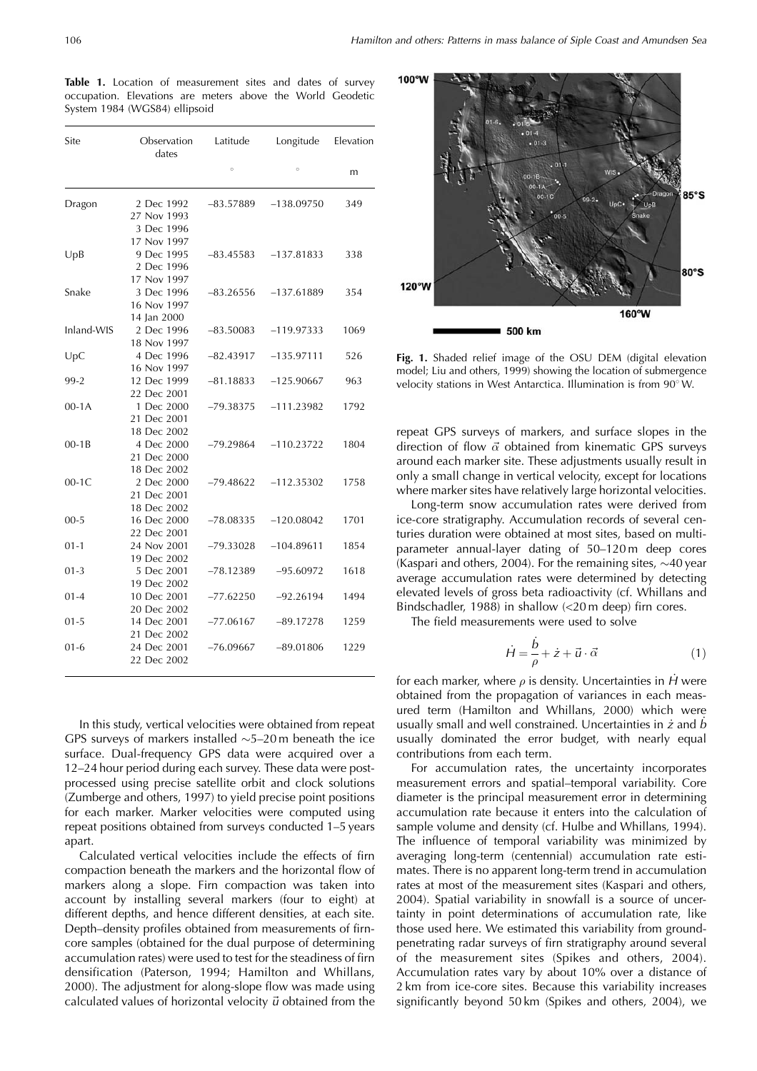**Table 1.** Location of measurement sites and dates of survey occupation. Elevations are meters above the World Geodetic System 1984 (WGS84) ellipsoid

| Site | Observation dates | Latitude | Longitude | Elevation |
|---|---|---|---|---|
| | | ° | ° | m |
| Dragon | 2 Dec 1992<br>27 Nov 1993<br>3 Dec 1996<br>17 Nov 1997 | –83.57889 | –138.09750 | 349 |
| UpB | 9 Dec 1995<br>2 Dec 1996<br>17 Nov 1997 | –83.45583 | –137.81833 | 338 |
| Snake | 3 Dec 1996<br>16 Nov 1997<br>14 Jan 2000 | –83.26556 | –137.61889 | 354 |
| Inland-WIS | 2 Dec 1996<br>18 Nov 1997 | –83.50083 | –119.97333 | 1069 |
| UpC | 4 Dec 1996<br>16 Nov 1997 | –82.43917 | –135.97111 | 526 |
| 99-2 | 12 Dec 1999<br>22 Dec 2001 | –81.18833 | –125.90667 | 963 |
| 00-1A | 1 Dec 2000<br>21 Dec 2001<br>18 Dec 2002 | –79.38375 | –111.23982 | 1792 |
| 00-1B | 4 Dec 2000<br>21 Dec 2000<br>18 Dec 2002 | –79.29864 | –110.23722 | 1804 |
| 00-1C | 2 Dec 2000<br>21 Dec 2001<br>18 Dec 2002 | –79.48622 | –112.35302 | 1758 |
| 00-5 | 16 Dec 2000<br>22 Dec 2001 | –78.08335 | –120.08042 | 1701 |
| 01-1 | 24 Nov 2001<br>19 Dec 2002 | –79.33028 | –104.89611 | 1854 |
| 01-3 | 5 Dec 2001<br>19 Dec 2002 | –78.12389 | –95.60972 | 1618 |
| 01-4 | 10 Dec 2001<br>20 Dec 2002 | –77.62250 | –92.26194 | 1494 |
| 01-5 | 14 Dec 2001<br>21 Dec 2002 | –77.06167 | –89.17278 | 1259 |
| 01-6 | 24 Dec 2001<br>22 Dec 2002 | –76.09667 | –89.01806 | 1229 |

In this study, vertical velocities were obtained from repeat GPS surveys of markers installed ~5–20 m beneath the ice surface. Dual-frequency GPS data were acquired over a 12–24 hour period during each survey. These data were post-processed using precise satellite orbit and clock solutions (Zumberge and others, 1997) to yield precise point positions for each marker. Marker velocities were computed using repeat positions obtained from surveys conducted 1–5 years apart.

Calculated vertical velocities include the effects of firn compaction beneath the markers and the horizontal flow of markers along a slope. Firn compaction was taken into account by installing several markers (four to eight) at different depths, and hence different densities, at each site. Depth–density profiles obtained from measurements of firn-core samples (obtained for the dual purpose of determining accumulation rates) were used to test for the steadiness of firn densification (Paterson, 1994; Hamilton and Whillans, 2000). The adjustment for along-slope flow was made using calculated values of horizontal velocity $\vec{u}$ obtained from the repeat GPS surveys of markers, and surface slopes in the direction of flow $\vec{\alpha}$ obtained from kinematic GPS surveys around each marker site. These adjustments usually result in only a small change in vertical velocity, except for locations where marker sites have relatively large horizontal velocities.

100°W

85°S

80°S

120°W

160°W

500 km

01-6, 01-5, 01-4, 01-3, 01-1, 00-1B, 00-1A, 00-1C, 00-5, 99-2, WIS, UpC, Dragon, UpB, Snake

Fig. 1. Shaded relief image of the OSU DEM (digital elevation model; Liu and others, 1999) showing the location of submergence velocity stations in West Antarctica. Illumination is from 90° W.

Long-term snow accumulation rates were derived from ice-core stratigraphy. Accumulation records of several centuries duration were obtained at most sites, based on multi-parameter annual-layer dating of 50–120 m deep cores (Kaspari and others, 2004). For the remaining sites, ~40 year average accumulation rates were determined by detecting elevated levels of gross beta radioactivity (cf. Whillans and Bindschadler, 1988) in shallow (<20 m deep) firn cores.

The field measurements were used to solve

$$\dot{H} = \frac{\dot{b}}{\rho} + \dot{z} + \vec{u} \cdot \vec{\alpha} \tag{1}$$

for each marker, where $\rho$ is density. Uncertainties in $\dot{H}$ were obtained from the propagation of variances in each measured term (Hamilton and Whillans, 2000) which were usually small and well constrained. Uncertainties in $\dot{z}$ and $\dot{b}$ usually dominated the error budget, with nearly equal contributions from each term.

For accumulation rates, the uncertainty incorporates measurement errors and spatial–temporal variability. Core diameter is the principal measurement error in determining accumulation rate because it enters into the calculation of sample volume and density (cf. Hulbe and Whillans, 1994). The influence of temporal variability was minimized by averaging long-term (centennial) accumulation rate estimates. There is no apparent long-term trend in accumulation rates at most of the measurement sites (Kaspari and others, 2004). Spatial variability in snowfall is a source of uncertainty in point determinations of accumulation rate, like those used here. We estimated this variability from ground-penetrating radar surveys of firn stratigraphy around several of the measurement sites (Spikes and others, 2004). Accumulation rates vary by about 10% over a distance of 2 km from ice-core sites. Because this variability increases significantly beyond 50 km (Spikes and others, 2004), we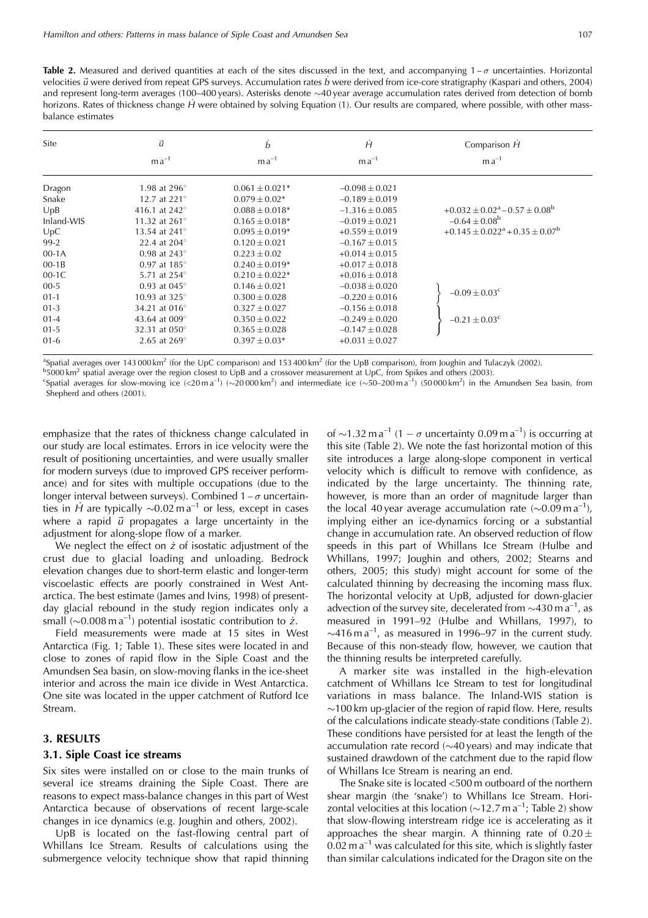**Table 2.** Measured and derived quantities at each of the sites discussed in the text, and accompanying 1 – $\sigma$ uncertainties. Horizontal velocities $\vec{u}$ were derived from repeat GPS surveys. Accumulation rates $\dot{b}$ were derived from ice-core stratigraphy (Kaspari and others, 2004) and represent long-term averages (100–400 years). Asterisks denote ~40 year average accumulation rates derived from detection of bomb horizons. Rates of thickness change $\dot{H}$ were obtained by solving Equation (1). Our results are compared, where possible, with other mass-balance estimates

| Site | $\vec{u}$ | $\dot{b}$ | $\dot{H}$ | Comparison $\dot{H}$ |
|---|---|---|---|---|
| | $m\,a^{-1}$ | $m\,a^{-1}$ | $m\,a^{-1}$ | $m\,a^{-1}$ |
| Dragon | 1.98 at 296° | 0.061 ± 0.021* | –0.098 ± 0.021 | |
| Snake | 12.7 at 221° | 0.079 ± 0.02* | –0.189 ± 0.019 | |
| UpB | 416.1 at 242° | 0.088 ± 0.018* | –1.316 ± 0.085 | +0.032 ± 0.02[a] – 0.57 ± 0.08[b] |
| Inland-WIS | 11.32 at 261° | 0.165 ± 0.018* | –0.019 ± 0.021 | –0.64 ± 0.08[b] |
| UpC | 13.54 at 241° | 0.095 ± 0.019* | +0.559 ± 0.019 | +0.145 ± 0.022[a] + 0.35 ± 0.07[b] |
| 99-2 | 22.4 at 204° | 0.120 ± 0.021 | –0.167 ± 0.015 | |
| 00-1A | 0.98 at 243° | 0.223 ± 0.02 | +0.014 ± 0.015 | |
| 00-1B | 0.97 at 185° | 0.240 ± 0.019* | +0.017 ± 0.018 | |
| 00-1C | 5.71 at 254° | 0.210 ± 0.022* | +0.016 ± 0.018 | |
| 00-5 | 0.93 at 045° | 0.146 ± 0.021 | –0.038 ± 0.020 | –0.09 ± 0.03[c] (00-5, 01-1) |
| 01-1 | 10.93 at 325° | 0.300 ± 0.028 | –0.220 ± 0.016 | |
| 01-3 | 34.21 at 016° | 0.327 ± 0.027 | –0.156 ± 0.018 | –0.21 ± 0.03[c] (01-3, 01-4, 01-5) |
| 01-4 | 43.64 at 009° | 0.350 ± 0.022 | –0.249 ± 0.020 | |
| 01-5 | 32.31 at 050° | 0.365 ± 0.028 | –0.147 ± 0.028 | |
| 01-6 | 2.65 at 269° | 0.397 ± 0.03* | +0.031 ± 0.027 | |

[a]Spatial averages over 143 000 km² (for the UpC comparison) and 153 400 km² (for the UpB comparison), from Joughin and Tulaczyk (2002).
[b]5000 km² spatial average over the region closest to UpB and a crossover measurement at UpC, from Spikes and others (2003).
[c]Spatial averages for slow-moving ice (<20 m a⁻¹) (~20 000 km²) and intermediate ice (~50–200 m a⁻¹) (50 000 km²) in the Amundsen Sea basin, from Shepherd and others (2001).

emphasize that the rates of thickness change calculated in our study are local estimates. Errors in ice velocity were the result of positioning uncertainties, and were usually smaller for modern surveys (due to improved GPS receiver performance) and for sites with multiple occupations (due to the longer interval between surveys). Combined 1 – $\sigma$ uncertainties in $\dot{H}$ are typically ~0.02 $m\,a^{-1}$ or less, except in cases where a rapid $\vec{u}$ propagates a large uncertainty in the adjustment for along-slope flow of a marker.

We neglect the effect on $\dot{z}$ of isostatic adjustment of the crust due to glacial loading and unloading. Bedrock elevation changes due to short-term elastic and longer-term viscoelastic effects are poorly constrained in West Antarctica. The best estimate (James and Ivins, 1998) of present-day glacial rebound in the study region indicates only a small (~0.008 $m\,a^{-1}$) potential isostatic contribution to $\dot{z}$.

Field measurements were made at 15 sites in West Antarctica (Fig. 1; Table 1). These sites were located in and close to zones of rapid flow in the Siple Coast and the Amundsen Sea basin, on slow-moving flanks in the ice-sheet interior and across the main ice divide in West Antarctica. One site was located in the upper catchment of Rutford Ice Stream.

## 3. RESULTS

### 3.1. Siple Coast ice streams

Six sites were installed on or close to the main trunks of several ice streams draining the Siple Coast. There are reasons to expect mass-balance changes in this part of West Antarctica because of observations of recent large-scale changes in ice dynamics (e.g. Joughin and others, 2002).

UpB is located on the fast-flowing central part of Whillans Ice Stream. Results of calculations using the submergence velocity technique show that rapid thinning of ~1.32 $m\,a^{-1}$ (1 – $\sigma$ uncertainty 0.09 $m\,a^{-1}$) is occurring at this site (Table 2). We note the fast horizontal motion of this site introduces a large along-slope component in vertical velocity which is difficult to remove with confidence, as indicated by the large uncertainty. The thinning rate, however, is more than an order of magnitude larger than the local 40 year average accumulation rate (~0.09 $m\,a^{-1}$), implying either an ice-dynamics forcing or a substantial change in accumulation rate. An observed reduction of flow speeds in this part of Whillans Ice Stream (Hulbe and Whillans, 1997; Joughin and others, 2002; Stearns and others, 2005; this study) might account for some of the calculated thinning by decreasing the incoming mass flux. The horizontal velocity at UpB, adjusted for down-glacier advection of the survey site, decelerated from ~430 $m\,a^{-1}$, as measured in 1991–92 (Hulbe and Whillans, 1997), to ~416 $m\,a^{-1}$, as measured in 1996–97 in the current study. Because of this non-steady flow, however, we caution that the thinning results be interpreted carefully.

A marker site was installed in the high-elevation catchment of Whillans Ice Stream to test for longitudinal variations in mass balance. The Inland-WIS station is ~100 km up-glacier of the region of rapid flow. Here, results of the calculations indicate steady-state conditions (Table 2). These conditions have persisted for at least the length of the accumulation rate record (~40 years) and may indicate that sustained drawdown of the catchment due to the rapid flow of Whillans Ice Stream is nearing an end.

The Snake site is located <500 m outboard of the northern shear margin (the 'snake') to Whillans Ice Stream. Horizontal velocities at this location (~12.7 $m\,a^{-1}$; Table 2) show that slow-flowing interstream ridge ice is accelerating as it approaches the shear margin. A thinning rate of 0.20 ± 0.02 $m\,a^{-1}$ was calculated for this site, which is slightly faster than similar calculations indicated for the Dragon site on the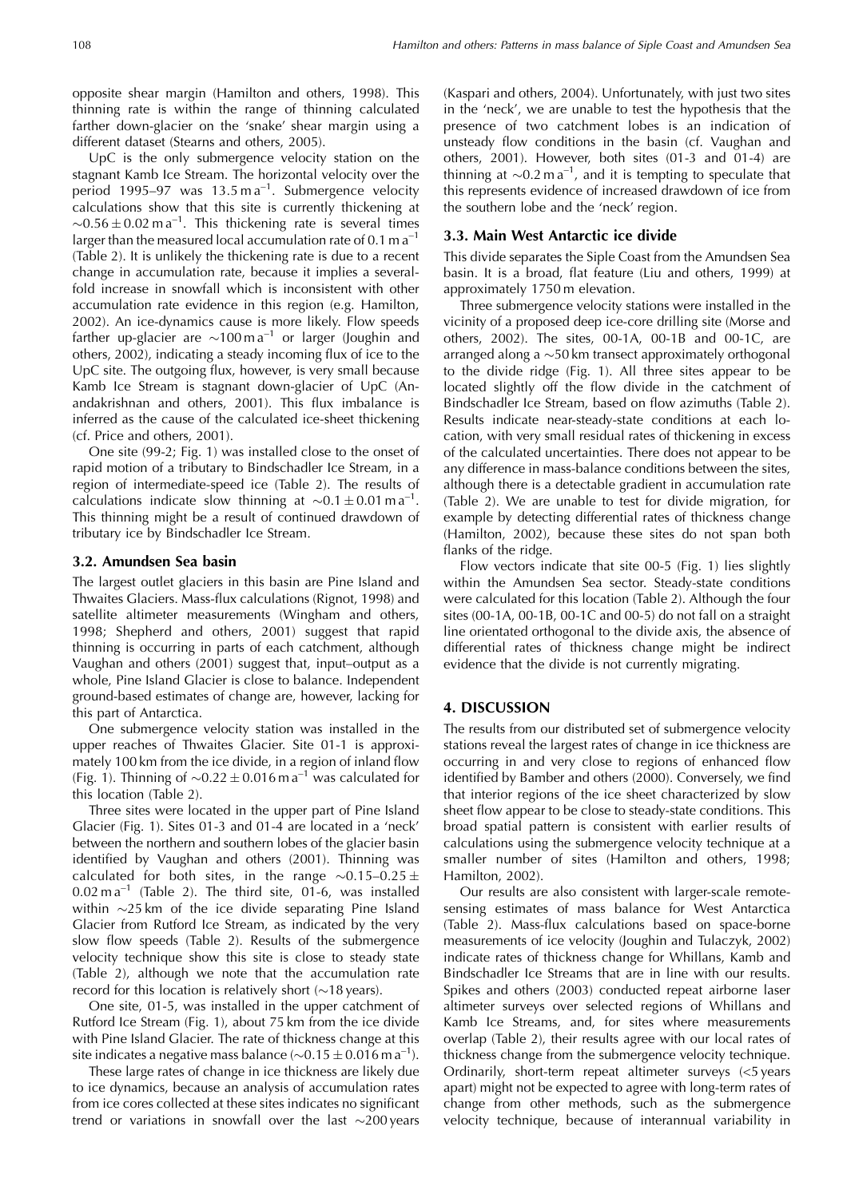opposite shear margin (Hamilton and others, 1998). This thinning rate is within the range of thinning calculated farther down-glacier on the 'snake' shear margin using a different dataset (Stearns and others, 2005).

UpC is the only submergence velocity station on the stagnant Kamb Ice Stream. The horizontal velocity over the period 1995–97 was 13.5 m a$^{-1}$. Submergence velocity calculations show that this site is currently thickening at ~0.56 ± 0.02 m a$^{-1}$. This thickening rate is several times larger than the measured local accumulation rate of 0.1 m a$^{-1}$ (Table 2). It is unlikely the thickening rate is due to a recent change in accumulation rate, because it implies a several-fold increase in snowfall which is inconsistent with other accumulation rate evidence in this region (e.g. Hamilton, 2002). An ice-dynamics cause is more likely. Flow speeds farther up-glacier are ~100 m a$^{-1}$ or larger (Joughin and others, 2002), indicating a steady incoming flux of ice to the UpC site. The outgoing flux, however, is very small because Kamb Ice Stream is stagnant down-glacier of UpC (Anandakrishnan and others, 2001). This flux imbalance is inferred as the cause of the calculated ice-sheet thickening (cf. Price and others, 2001).

One site (99-2; Fig. 1) was installed close to the onset of rapid motion of a tributary to Bindschadler Ice Stream, in a region of intermediate-speed ice (Table 2). The results of calculations indicate slow thinning at ~0.1 ± 0.01 m a$^{-1}$. This thinning might be a result of continued drawdown of tributary ice by Bindschadler Ice Stream.

### 3.2. Amundsen Sea basin

The largest outlet glaciers in this basin are Pine Island and Thwaites Glaciers. Mass-flux calculations (Rignot, 1998) and satellite altimeter measurements (Wingham and others, 1998; Shepherd and others, 2001) suggest that rapid thinning is occurring in parts of each catchment, although Vaughan and others (2001) suggest that, input–output as a whole, Pine Island Glacier is close to balance. Independent ground-based estimates of change are, however, lacking for this part of Antarctica.

One submergence velocity station was installed in the upper reaches of Thwaites Glacier. Site 01-1 is approximately 100 km from the ice divide, in a region of inland flow (Fig. 1). Thinning of ~0.22 ± 0.016 m a$^{-1}$ was calculated for this location (Table 2).

Three sites were located in the upper part of Pine Island Glacier (Fig. 1). Sites 01-3 and 01-4 are located in a 'neck' between the northern and southern lobes of the glacier basin identified by Vaughan and others (2001). Thinning was calculated for both sites, in the range ~0.15–0.25 ± 0.02 m a$^{-1}$ (Table 2). The third site, 01-6, was installed within ~25 km of the ice divide separating Pine Island Glacier from Rutford Ice Stream, as indicated by the very slow flow speeds (Table 2). Results of the submergence velocity technique show this site is close to steady state (Table 2), although we note that the accumulation rate record for this location is relatively short (~18 years).

One site, 01-5, was installed in the upper catchment of Rutford Ice Stream (Fig. 1), about 75 km from the ice divide with Pine Island Glacier. The rate of thickness change at this site indicates a negative mass balance (~0.15 ± 0.016 m a$^{-1}$).

These large rates of change in ice thickness are likely due to ice dynamics, because an analysis of accumulation rates from ice cores collected at these sites indicates no significant trend or variations in snowfall over the last ~200 years (Kaspari and others, 2004). Unfortunately, with just two sites in the 'neck', we are unable to test the hypothesis that the presence of two catchment lobes is an indication of unsteady flow conditions in the basin (cf. Vaughan and others, 2001). However, both sites (01-3 and 01-4) are thinning at ~0.2 m a$^{-1}$, and it is tempting to speculate that this represents evidence of increased drawdown of ice from the southern lobe and the 'neck' region.

### 3.3. Main West Antarctic ice divide

This divide separates the Siple Coast from the Amundsen Sea basin. It is a broad, flat feature (Liu and others, 1999) at approximately 1750 m elevation.

Three submergence velocity stations were installed in the vicinity of a proposed deep ice-core drilling site (Morse and others, 2002). The sites, 00-1A, 00-1B and 00-1C, are arranged along a ~50 km transect approximately orthogonal to the divide ridge (Fig. 1). All three sites appear to be located slightly off the flow divide in the catchment of Bindschadler Ice Stream, based on flow azimuths (Table 2). Results indicate near-steady-state conditions at each location, with very small residual rates of thickening in excess of the calculated uncertainties. There does not appear to be any difference in mass-balance conditions between the sites, although there is a detectable gradient in accumulation rate (Table 2). We are unable to test for divide migration, for example by detecting differential rates of thickness change (Hamilton, 2002), because these sites do not span both flanks of the ridge.

Flow vectors indicate that site 00-5 (Fig. 1) lies slightly within the Amundsen Sea sector. Steady-state conditions were calculated for this location (Table 2). Although the four sites (00-1A, 00-1B, 00-1C and 00-5) do not fall on a straight line orientated orthogonal to the divide axis, the absence of differential rates of thickness change might be indirect evidence that the divide is not currently migrating.

## 4. DISCUSSION

The results from our distributed set of submergence velocity stations reveal the largest rates of change in ice thickness are occurring in and very close to regions of enhanced flow identified by Bamber and others (2000). Conversely, we find that interior regions of the ice sheet characterized by slow sheet flow appear to be close to steady-state conditions. This broad spatial pattern is consistent with earlier results of calculations using the submergence velocity technique at a smaller number of sites (Hamilton and others, 1998; Hamilton, 2002).

Our results are also consistent with larger-scale remote-sensing estimates of mass balance for West Antarctica (Table 2). Mass-flux calculations based on space-borne measurements of ice velocity (Joughin and Tulaczyk, 2002) indicate rates of thickness change for Whillans, Kamb and Bindschadler Ice Streams that are in line with our results. Spikes and others (2003) conducted repeat airborne laser altimeter surveys over selected regions of Whillans and Kamb Ice Streams, and, for sites where measurements overlap (Table 2), their results agree with our local rates of thickness change from the submergence velocity technique. Ordinarily, short-term repeat altimeter surveys (<5 years apart) might not be expected to agree with long-term rates of change from other methods, such as the submergence velocity technique, because of interannual variability in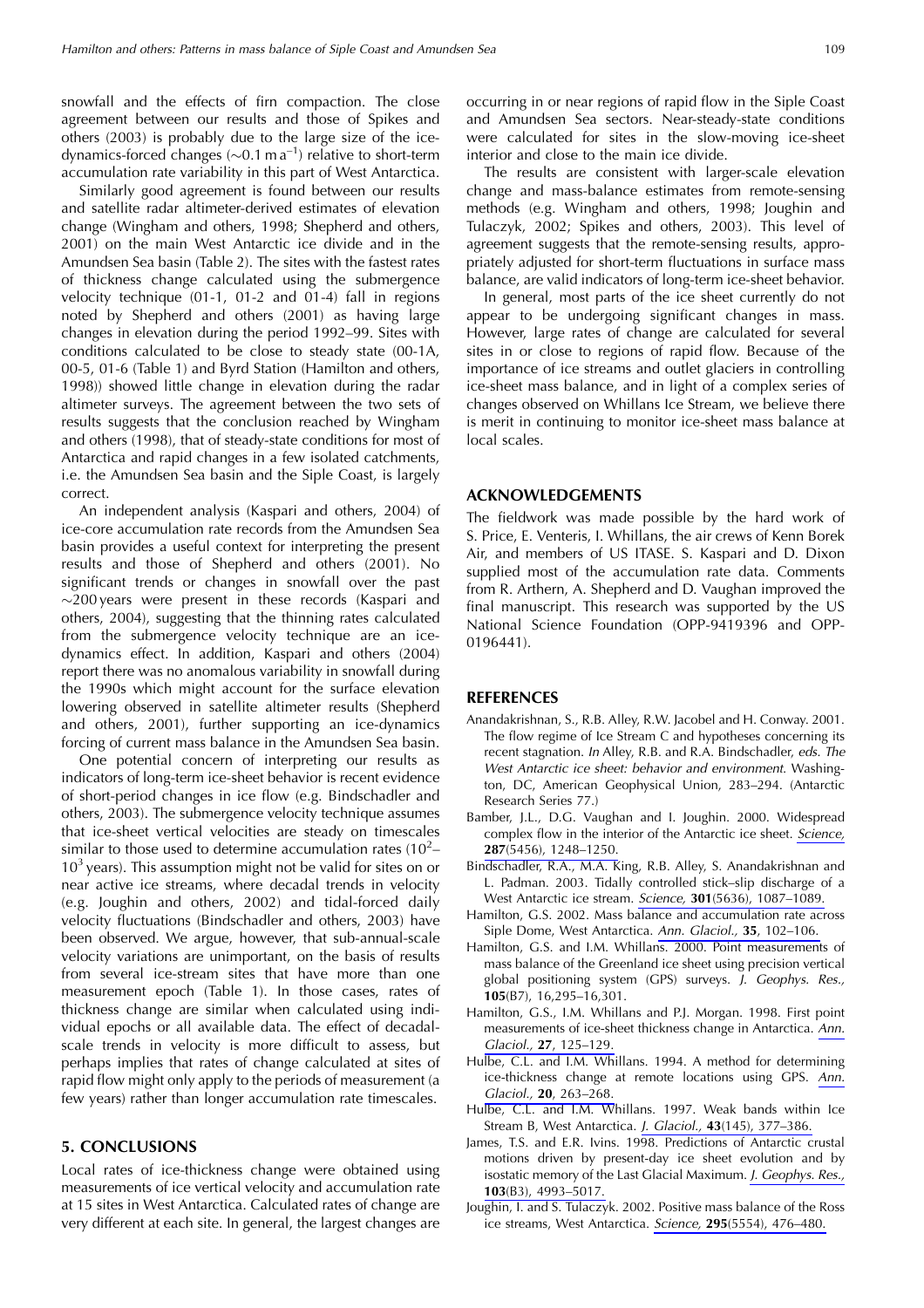snowfall and the effects of firn compaction. The close agreement between our results and those of Spikes and others (2003) is probably due to the large size of the ice-dynamics-forced changes ($\sim$0.1 m a$^{-1}$) relative to short-term accumulation rate variability in this part of West Antarctica.

Similarly good agreement is found between our results and satellite radar altimeter-derived estimates of elevation change (Wingham and others, 1998; Shepherd and others, 2001) on the main West Antarctic ice divide and in the Amundsen Sea basin (Table 2). The sites with the fastest rates of thickness change calculated using the submergence velocity technique (01-1, 01-2 and 01-4) fall in regions noted by Shepherd and others (2001) as having large changes in elevation during the period 1992–99. Sites with conditions calculated to be close to steady state (00-1A, 00-5, 01-6 (Table 1) and Byrd Station (Hamilton and others, 1998)) showed little change in elevation during the radar altimeter surveys. The agreement between the two sets of results suggests that the conclusion reached by Wingham and others (1998), that of steady-state conditions for most of Antarctica and rapid changes in a few isolated catchments, i.e. the Amundsen Sea basin and the Siple Coast, is largely correct.

An independent analysis (Kaspari and others, 2004) of ice-core accumulation rate records from the Amundsen Sea basin provides a useful context for interpreting the present results and those of Shepherd and others (2001). No significant trends or changes in snowfall over the past $\sim$200 years were present in these records (Kaspari and others, 2004), suggesting that the thinning rates calculated from the submergence velocity technique are an ice-dynamics effect. In addition, Kaspari and others (2004) report there was no anomalous variability in snowfall during the 1990s which might account for the surface elevation lowering observed in satellite altimeter results (Shepherd and others, 2001), further supporting an ice-dynamics forcing of current mass balance in the Amundsen Sea basin.

One potential concern of interpreting our results as indicators of long-term ice-sheet behavior is recent evidence of short-period changes in ice flow (e.g. Bindschadler and others, 2003). The submergence velocity technique assumes that ice-sheet vertical velocities are steady on timescales similar to those used to determine accumulation rates ($10^2$–$10^3$ years). This assumption might not be valid for sites on or near active ice streams, where decadal trends in velocity (e.g. Joughin and others, 2002) and tidal-forced daily velocity fluctuations (Bindschadler and others, 2003) have been observed. We argue, however, that sub-annual-scale velocity variations are unimportant, on the basis of results from several ice-stream sites that have more than one measurement epoch (Table 1). In those cases, rates of thickness change are similar when calculated using individual epochs or all available data. The effect of decadal-scale trends in velocity is more difficult to assess, but perhaps implies that rates of change calculated at sites of rapid flow might only apply to the periods of measurement (a few years) rather than longer accumulation rate timescales.

## 5. CONCLUSIONS

Local rates of ice-thickness change were obtained using measurements of ice vertical velocity and accumulation rate at 15 sites in West Antarctica. Calculated rates of change are very different at each site. In general, the largest changes are occurring in or near regions of rapid flow in the Siple Coast and Amundsen Sea sectors. Near-steady-state conditions were calculated for sites in the slow-moving ice-sheet interior and close to the main ice divide.

The results are consistent with larger-scale elevation change and mass-balance estimates from remote-sensing methods (e.g. Wingham and others, 1998; Joughin and Tulaczyk, 2002; Spikes and others, 2003). This level of agreement suggests that the remote-sensing results, appropriately adjusted for short-term fluctuations in surface mass balance, are valid indicators of long-term ice-sheet behavior.

In general, most parts of the ice sheet currently do not appear to be undergoing significant changes in mass. However, large rates of change are calculated for several sites in or close to regions of rapid flow. Because of the importance of ice streams and outlet glaciers in controlling ice-sheet mass balance, and in light of a complex series of changes observed on Whillans Ice Stream, we believe there is merit in continuing to monitor ice-sheet mass balance at local scales.

## ACKNOWLEDGEMENTS

The fieldwork was made possible by the hard work of S. Price, E. Venteris, I. Whillans, the air crews of Kenn Borek Air, and members of US ITASE. S. Kaspari and D. Dixon supplied most of the accumulation rate data. Comments from R. Arthern, A. Shepherd and D. Vaughan improved the final manuscript. This research was supported by the US National Science Foundation (OPP-9419396 and OPP-0196441).

## REFERENCES

Anandakrishnan, S., R.B. Alley, R.W. Jacobel and H. Conway. 2001. The flow regime of Ice Stream C and hypotheses concerning its recent stagnation. *In* Alley, R.B. and R.A. Bindschadler, *eds. The West Antarctic ice sheet: behavior and environment.* Washington, DC, American Geophysical Union, 283–294. (Antarctic Research Series 77.)

Bamber, J.L., D.G. Vaughan and I. Joughin. 2000. Widespread complex flow in the interior of the Antarctic ice sheet. *Science,* **287**(5456), 1248–1250.

Bindschadler, R.A., M.A. King, R.B. Alley, S. Anandakrishnan and L. Padman. 2003. Tidally controlled stick–slip discharge of a West Antarctic ice stream. *Science,* **301**(5636), 1087–1089.

Hamilton, G.S. 2002. Mass balance and accumulation rate across Siple Dome, West Antarctica. *Ann. Glaciol.,* **35**, 102–106.

Hamilton, G.S. and I.M. Whillans. 2000. Point measurements of mass balance of the Greenland ice sheet using precision vertical global positioning system (GPS) surveys. *J. Geophys. Res.,* **105**(B7), 16,295–16,301.

Hamilton, G.S., I.M. Whillans and P.J. Morgan. 1998. First point measurements of ice-sheet thickness change in Antarctica. *Ann. Glaciol.,* **27**, 125–129.

Hulbe, C.L. and I.M. Whillans. 1994. A method for determining ice-thickness change at remote locations using GPS. *Ann. Glaciol.,* **20**, 263–268.

Hulbe, C.L. and I.M. Whillans. 1997. Weak bands within Ice Stream B, West Antarctica. *J. Glaciol.,* **43**(145), 377–386.

James, T.S. and E.R. Ivins. 1998. Predictions of Antarctic crustal motions driven by present-day ice sheet evolution and by isostatic memory of the Last Glacial Maximum. *J. Geophys. Res.,* **103**(B3), 4993–5017.

Joughin, I. and S. Tulaczyk. 2002. Positive mass balance of the Ross ice streams, West Antarctica. *Science,* **295**(5554), 476–480.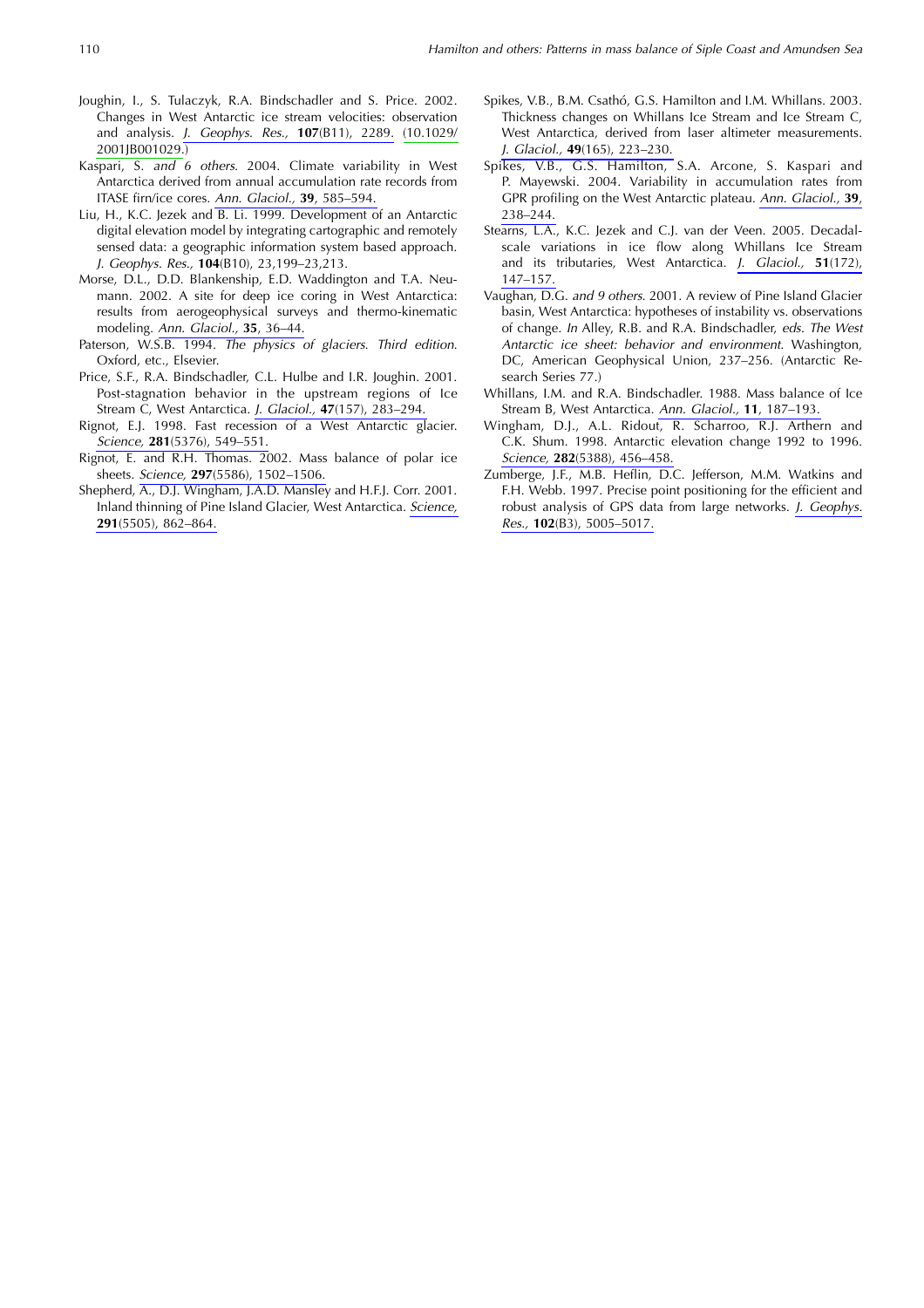Joughin, I., S. Tulaczyk, R.A. Bindschadler and S. Price. 2002. Changes in West Antarctic ice stream velocities: observation and analysis. *J. Geophys. Res.,* **107**(B11), 2289. (10.1029/2001JB001029.)

Kaspari, S. *and 6 others*. 2004. Climate variability in West Antarctica derived from annual accumulation rate records from ITASE firn/ice cores. *Ann. Glaciol.,* **39**, 585–594.

Liu, H., K.C. Jezek and B. Li. 1999. Development of an Antarctic digital elevation model by integrating cartographic and remotely sensed data: a geographic information system based approach. *J. Geophys. Res.,* **104**(B10), 23,199–23,213.

Morse, D.L., D.D. Blankenship, E.D. Waddington and T.A. Neumann. 2002. A site for deep ice coring in West Antarctica: results from aerogeophysical surveys and thermo-kinematic modeling. *Ann. Glaciol.,* **35**, 36–44.

Paterson, W.S.B. 1994. *The physics of glaciers. Third edition*. Oxford, etc., Elsevier.

Price, S.F., R.A. Bindschadler, C.L. Hulbe and I.R. Joughin. 2001. Post-stagnation behavior in the upstream regions of Ice Stream C, West Antarctica. *J. Glaciol.,* **47**(157), 283–294.

Rignot, E.J. 1998. Fast recession of a West Antarctic glacier. *Science,* **281**(5376), 549–551.

Rignot, E. and R.H. Thomas. 2002. Mass balance of polar ice sheets. *Science,* **297**(5586), 1502–1506.

Shepherd, A., D.J. Wingham, J.A.D. Mansley and H.F.J. Corr. 2001. Inland thinning of Pine Island Glacier, West Antarctica. *Science,* **291**(5505), 862–864.

Spikes, V.B., B.M. Csathó, G.S. Hamilton and I.M. Whillans. 2003. Thickness changes on Whillans Ice Stream and Ice Stream C, West Antarctica, derived from laser altimeter measurements. *J. Glaciol.,* **49**(165), 223–230.

Spikes, V.B., G.S. Hamilton, S.A. Arcone, S. Kaspari and P. Mayewski. 2004. Variability in accumulation rates from GPR profiling on the West Antarctic plateau. *Ann. Glaciol.,* **39**, 238–244.

Stearns, L.A., K.C. Jezek and C.J. van der Veen. 2005. Decadal-scale variations in ice flow along Whillans Ice Stream and its tributaries, West Antarctica. *J. Glaciol.,* **51**(172), 147–157.

Vaughan, D.G. *and 9 others*. 2001. A review of Pine Island Glacier basin, West Antarctica: hypotheses of instability vs. observations of change. *In* Alley, R.B. and R.A. Bindschadler, *eds. The West Antarctic ice sheet: behavior and environment*. Washington, DC, American Geophysical Union, 237–256. (Antarctic Research Series 77.)

Whillans, I.M. and R.A. Bindschadler. 1988. Mass balance of Ice Stream B, West Antarctica. *Ann. Glaciol.,* **11**, 187–193.

Wingham, D.J., A.L. Ridout, R. Scharroo, R.J. Arthern and C.K. Shum. 1998. Antarctic elevation change 1992 to 1996. *Science,* **282**(5388), 456–458.

Zumberge, J.F., M.B. Heflin, D.C. Jefferson, M.M. Watkins and F.H. Webb. 1997. Precise point positioning for the efficient and robust analysis of GPS data from large networks. *J. Geophys. Res.,* **102**(B3), 5005–5017.